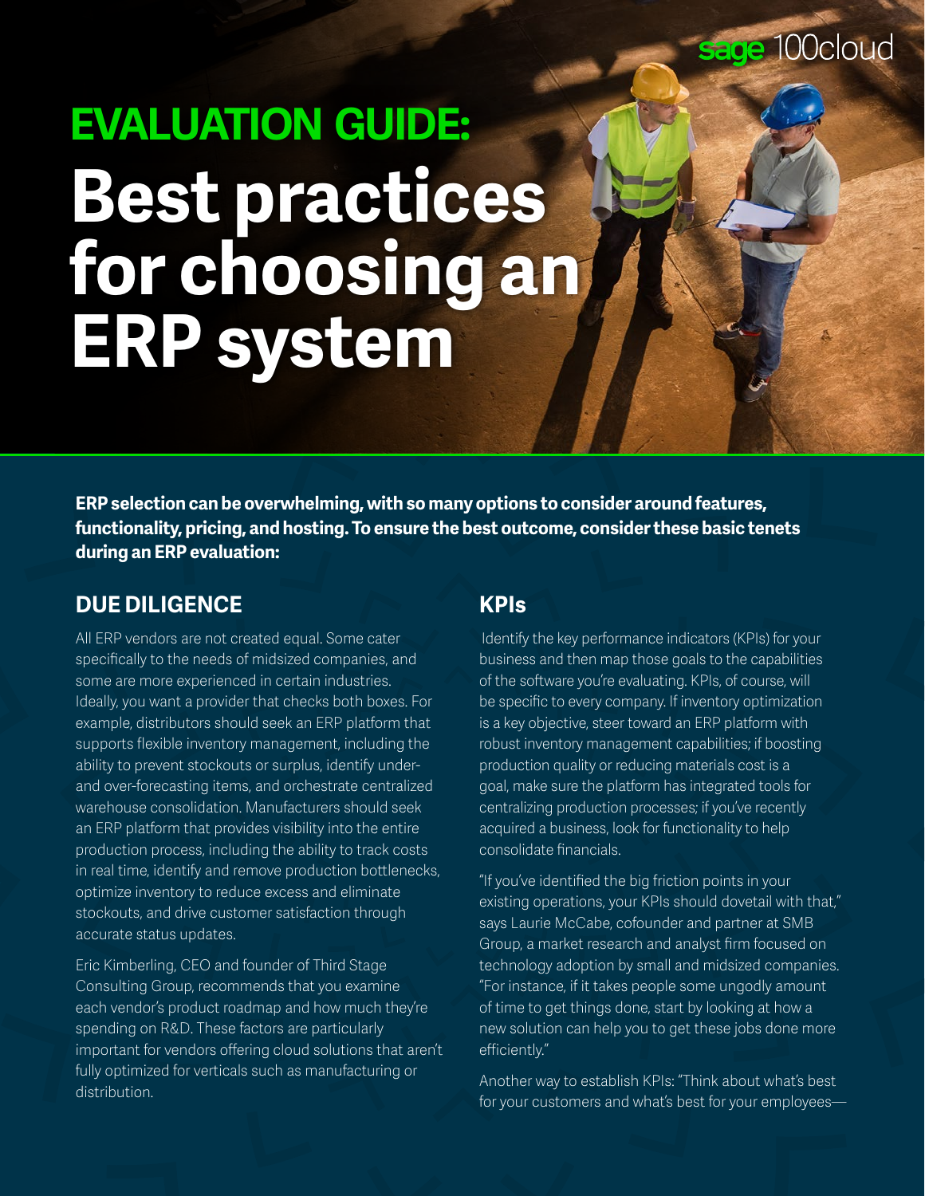sage 100cloud

# EVALUATION GUIDE: Best practices for choosing an ERP system

**ERP selection can be overwhelming, with so many options to consider around features, functionality, pricing, and hosting. To ensure the best outcome, consider these basic tenets during an ERP evaluation:**

## DUE DILIGENCE

All ERP vendors are not created equal. Some cater specifically to the needs of midsized companies, and some are more experienced in certain industries. Ideally, you want a provider that checks both boxes. For example, distributors should seek an ERP platform that supports flexible inventory management, including the ability to prevent stockouts or surplus, identify under- and over-forecasting items, and orchestrate centralized warehouse consolidation. Manufacturers should seek an ERP platform that provides visibility into the entire production process, including the ability to track costs in real time, identify and remove production bottlenecks, optimize inventory to reduce excess and eliminate stockouts, and drive customer satisfaction through accurate status updates.

Eric Kimberling, CEO and founder of Third Stage Consulting Group, recommends that you examine each vendor's product roadmap and how much they're spending on R&D. These factors are particularly important for vendors offering cloud solutions that aren't fully optimized for verticals such as manufacturing or distribution.

## KPIs

Identify the key performance indicators (KPIs) for your business and then map those goals to the capabilities of the software you're evaluating. KPIs, of course, will be specific to every company. If inventory optimization is a key objective, steer toward an ERP platform with robust inventory management capabilities; if boosting production quality or reducing materials cost is a goal, make sure the platform has integrated tools for centralizing production processes; if you've recently acquired a business, look for functionality to help consolidate financials.

"If you've identified the big friction points in your existing operations, your KPIs should dovetail with that," says Laurie McCabe, cofounder and partner at SMB Group, a market research and analyst firm focused on technology adoption by small and midsized companies. "For instance, if it takes people some ungodly amount of time to get things done, start by looking at how a new solution can help you to get these jobs done more efficiently."

Another way to establish KPIs: "Think about what's best for your customers and what's best for your employees—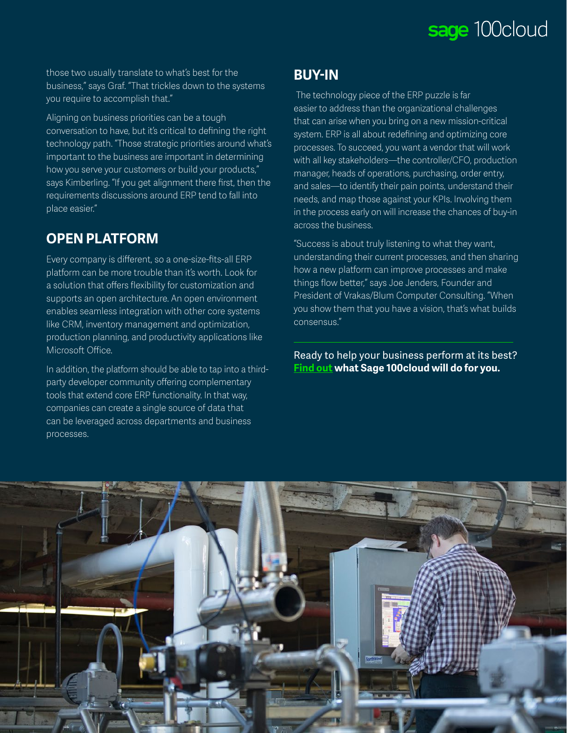those two usually translate to what's best for the business," says Graf. "That trickles down to the systems you require to accomplish that."

Aligning on business priorities can be a tough conversation to have, but it's critical to defining the right technology path. "Those strategic priorities around what's important to the business are important in determining how you serve your customers or build your products," says Kimberling. "If you get alignment there first, then the requirements discussions around ERP tend to fall into place easier."

## OPEN PLATFORM

Every company is different, so a one-size-fits-all ERP platform can be more trouble than it's worth. Look for a solution that offers flexibility for customization and supports an open architecture. An open environment enables seamless integration with other core systems like CRM, inventory management and optimization, production planning, and productivity applications like Microsoft Office.

In addition, the platform should be able to tap into a third-party developer community offering complementary tools that extend core ERP functionality. In that way, companies can create a single source of data that can be leveraged across departments and business processes.

## BUY-IN

The technology piece of the ERP puzzle is far easier to address than the organizational challenges that can arise when you bring on a new mission-critical system. ERP is all about redefining and optimizing core processes. To succeed, you want a vendor that will work with all key stakeholders—the controller/CFO, production manager, heads of operations, purchasing, order entry, and sales—to identify their pain points, understand their needs, and map those against your KPIs. Involving them in the process early on will increase the chances of buy-in across the business.

"Success is about truly listening to what they want, understanding their current processes, and then sharing how a new platform can improve processes and make things flow better," says Joe Jenders, Founder and President of Vrakas/Blum Computer Consulting. "When you show them that you have a vision, that's what builds consensus."

---

Ready to help your business perform at its best? **Find out what Sage 100cloud will do for you.**